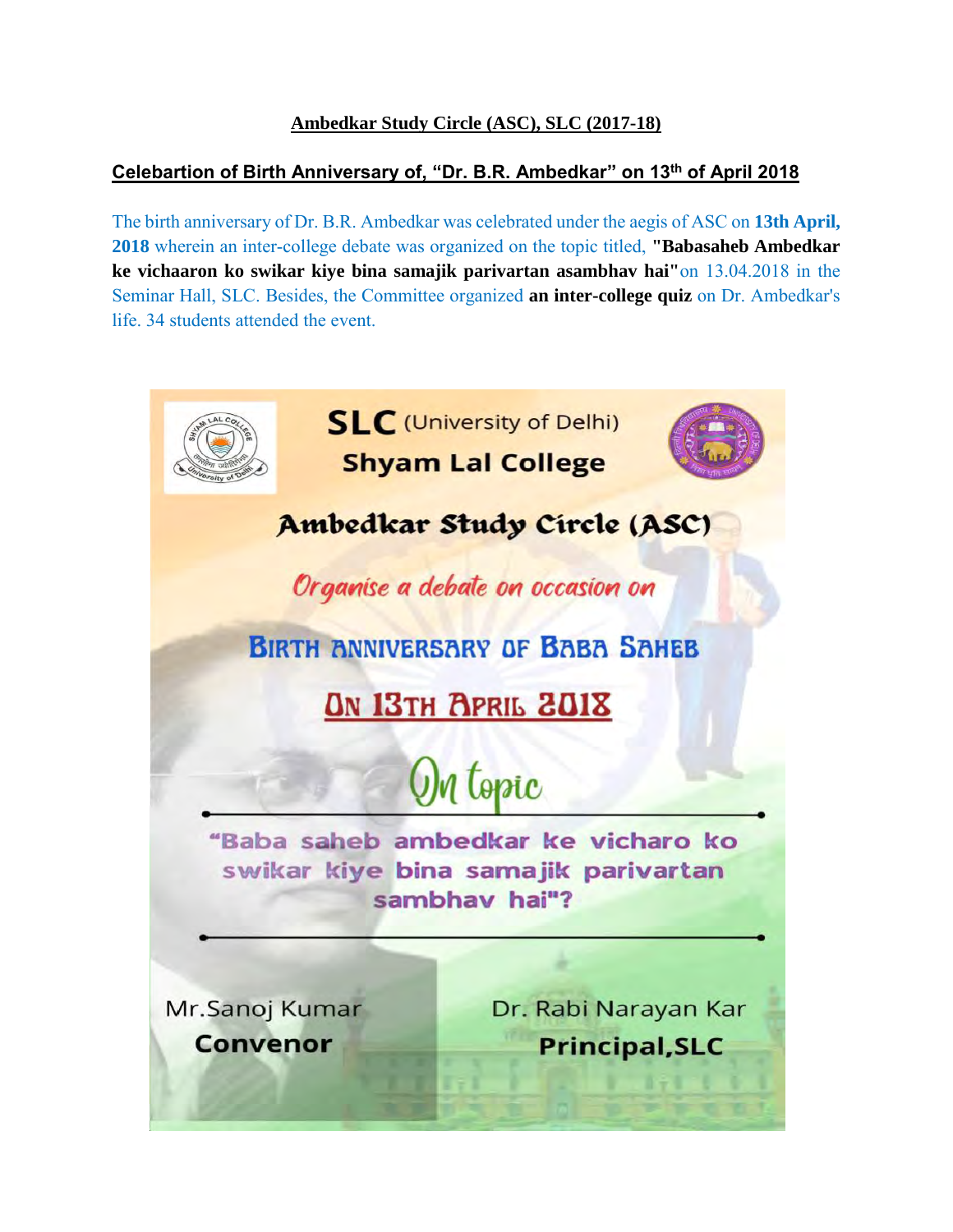## Ambedkar Study Circle (ASC), SLC (2017-18)

### Celebartion of Birth Anniversary of, "Dr. B.R. Ambedkar" on 13th of April 2018

The birth anniversary of Dr. B.R. Ambedkar was celebrated under the aegis of ASC on **13th April, 2018** wherein an inter-college debate was organized on the topic titled, **"Babasaheb Ambedkar ke vichaaron ko swikar kiye bina samajik parivartan asambhav hai"** on 13.04.2018 in the Seminar Hall, SLC. Besides, the Committee organized **an inter-college quiz** on Dr. Ambedkar's life. 34 students attended the event.

**SLC** (University of Delhi)
**Shyam Lal College**

**Ambedkar Study Circle (ASC)**

*Organise a debate on occasion on*

**BIRTH ANNIVERSARY OF BABA SAHEB**

**ON 13TH APRIL 2018**

*On topic*

"Baba saheb ambedkar ke vicharo ko swikar kiye bina samajik parivartan sambhav hai"?

Mr.Sanoj Kumar
**Convenor**

Dr. Rabi Narayan Kar
**Principal,SLC**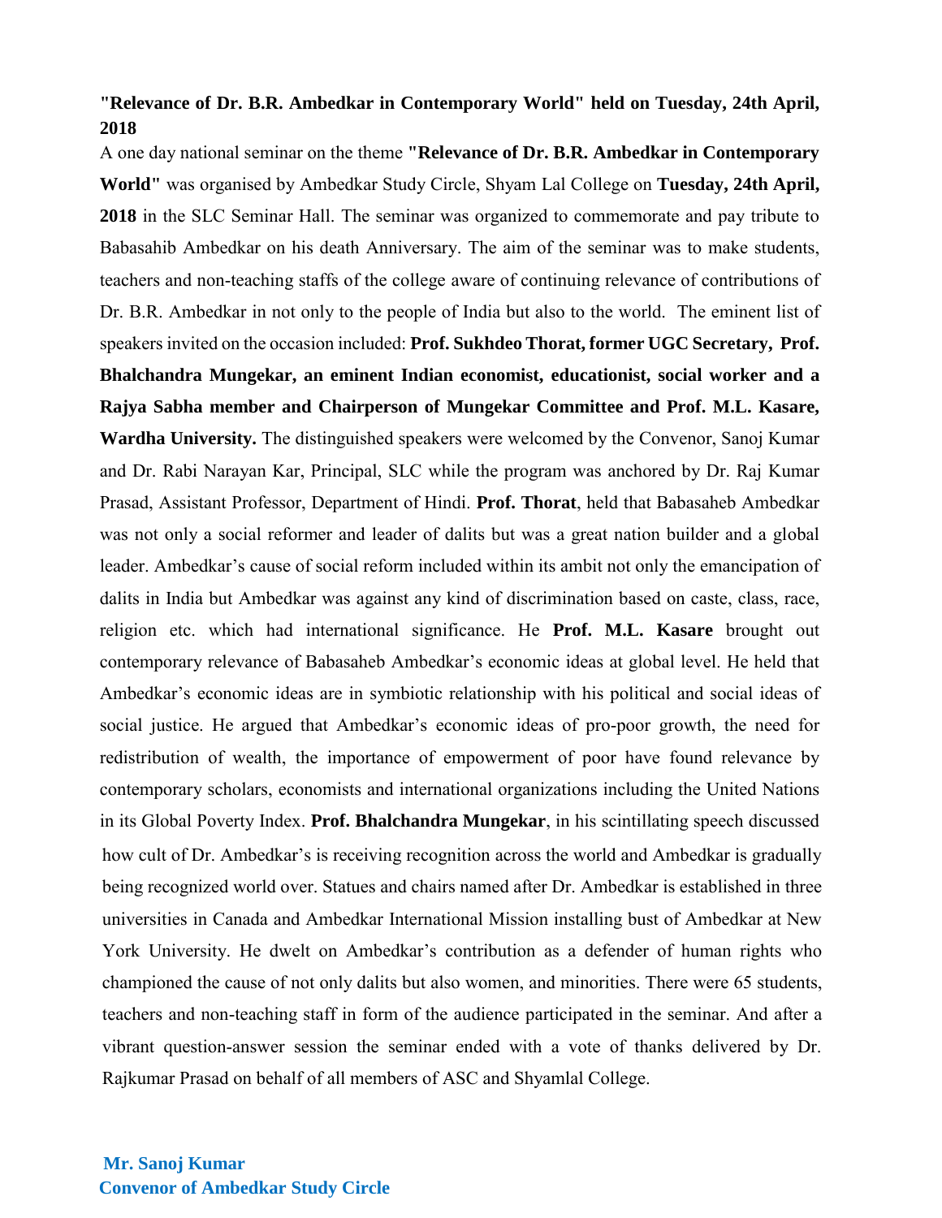**"Relevance of Dr. B.R. Ambedkar in Contemporary World" held on Tuesday, 24th April, 2018**

A one day national seminar on the theme **"Relevance of Dr. B.R. Ambedkar in Contemporary World"** was organised by Ambedkar Study Circle, Shyam Lal College on **Tuesday, 24th April, 2018** in the SLC Seminar Hall. The seminar was organized to commemorate and pay tribute to Babasahib Ambedkar on his death Anniversary. The aim of the seminar was to make students, teachers and non-teaching staffs of the college aware of continuing relevance of contributions of Dr. B.R. Ambedkar in not only to the people of India but also to the world. The eminent list of speakers invited on the occasion included: **Prof. Sukhdeo Thorat, former UGC Secretary, Prof. Bhalchandra Mungekar, an eminent Indian economist, educationist, social worker and a Rajya Sabha member and Chairperson of Mungekar Committee and Prof. M.L. Kasare, Wardha University.** The distinguished speakers were welcomed by the Convenor, Sanoj Kumar and Dr. Rabi Narayan Kar, Principal, SLC while the program was anchored by Dr. Raj Kumar Prasad, Assistant Professor, Department of Hindi. **Prof. Thorat**, held that Babasaheb Ambedkar was not only a social reformer and leader of dalits but was a great nation builder and a global leader. Ambedkar's cause of social reform included within its ambit not only the emancipation of dalits in India but Ambedkar was against any kind of discrimination based on caste, class, race, religion etc. which had international significance. He **Prof. M.L. Kasare** brought out contemporary relevance of Babasaheb Ambedkar's economic ideas at global level. He held that Ambedkar's economic ideas are in symbiotic relationship with his political and social ideas of social justice. He argued that Ambedkar's economic ideas of pro-poor growth, the need for redistribution of wealth, the importance of empowerment of poor have found relevance by contemporary scholars, economists and international organizations including the United Nations in its Global Poverty Index. **Prof. Bhalchandra Mungekar**, in his scintillating speech discussed how cult of Dr. Ambedkar's is receiving recognition across the world and Ambedkar is gradually being recognized world over. Statues and chairs named after Dr. Ambedkar is established in three universities in Canada and Ambedkar International Mission installing bust of Ambedkar at New York University. He dwelt on Ambedkar's contribution as a defender of human rights who championed the cause of not only dalits but also women, and minorities. There were 65 students, teachers and non-teaching staff in form of the audience participated in the seminar. And after a vibrant question-answer session the seminar ended with a vote of thanks delivered by Dr. Rajkumar Prasad on behalf of all members of ASC and Shyamlal College.

**Mr. Sanoj Kumar**
**Convenor of Ambedkar Study Circle**